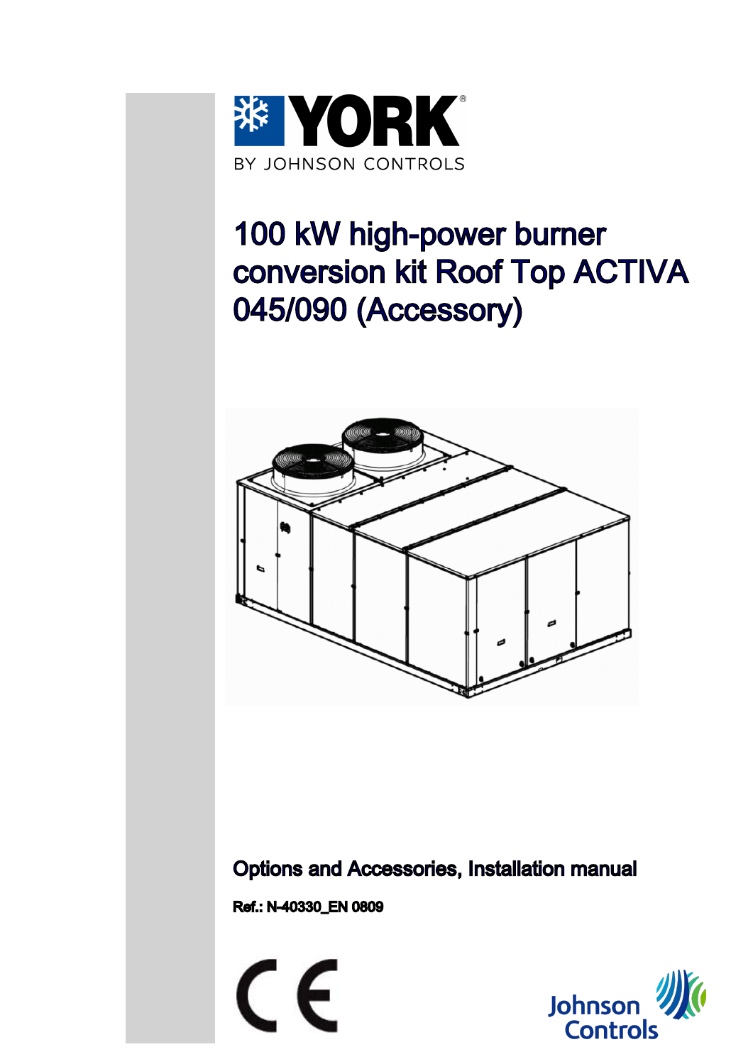YORK BY JOHNSON CONTROLS

# 100 kW high-power burner conversion kit Roof Top ACTIVA 045/090 (Accessory)

**Options and Accessories, Installation manual**

**Ref.: N-40330_EN 0809**

Johnson Controls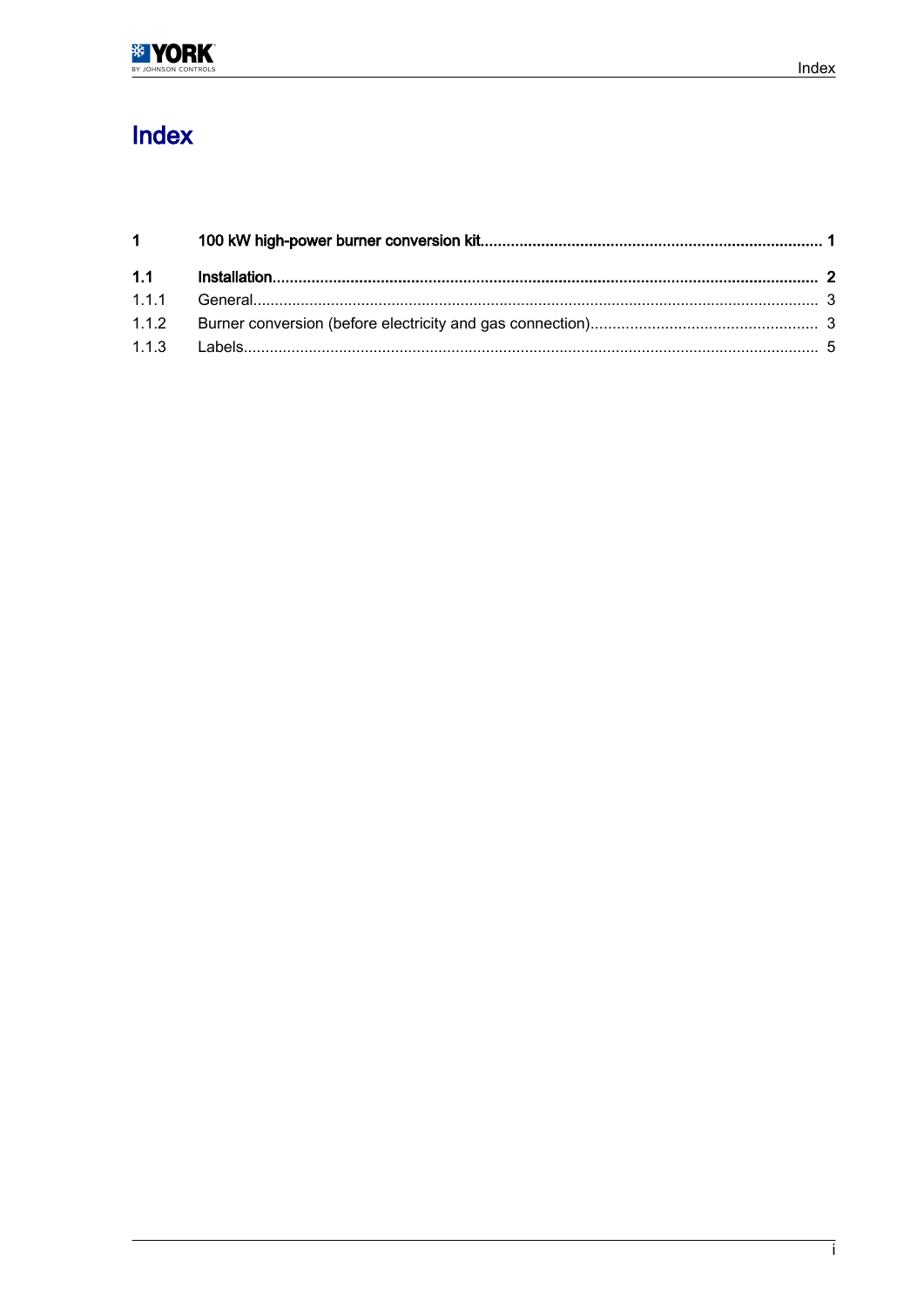# Index

1 100 kW high-power burner conversion kit ........ 1

1.1 Installation ........ 2

1.1.1 General ........ 3

1.1.2 Burner conversion (before electricity and gas connection) ........ 3

1.1.3 Labels ........ 5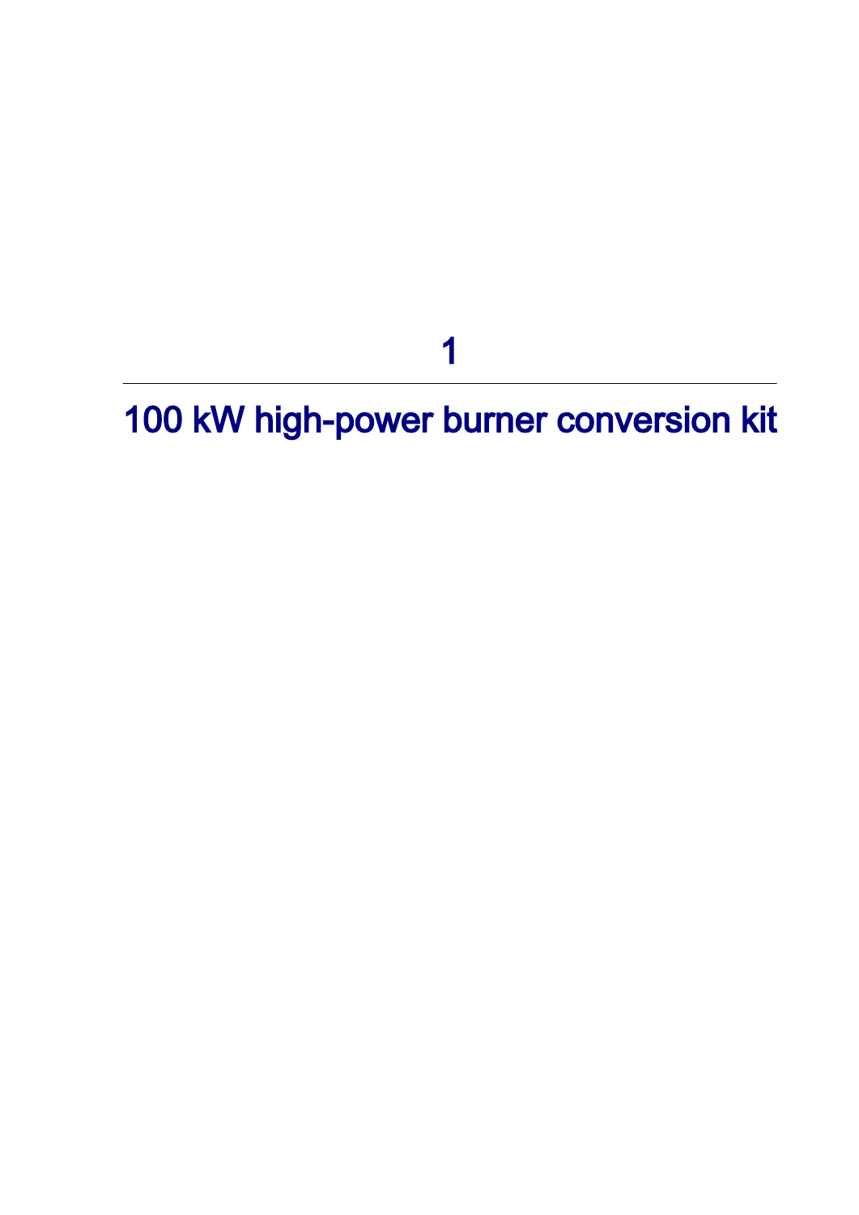# 1

# 100 kW high-power burner conversion kit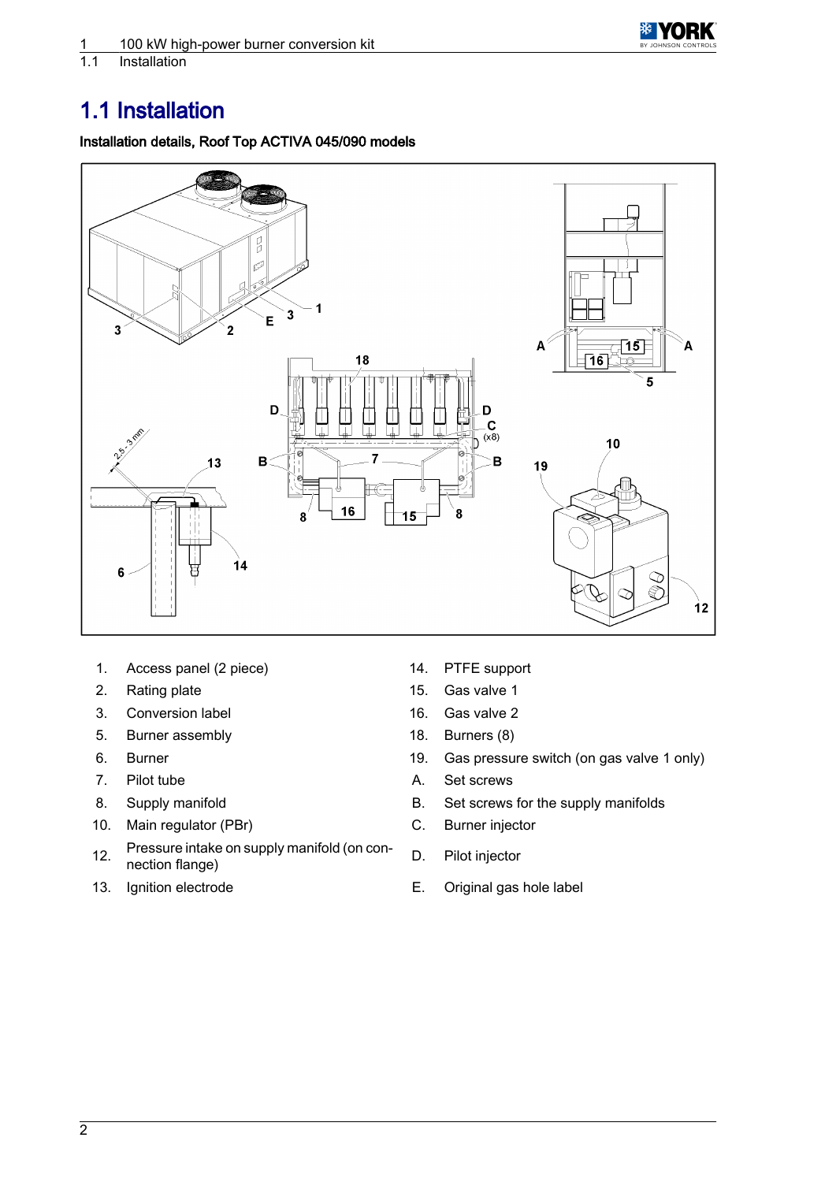# 1.1 Installation

**Installation details, Roof Top ACTIVA 045/090 models**

1. Access panel (2 piece)
2. Rating plate
3. Conversion label
5. Burner assembly
6. Burner
7. Pilot tube
8. Supply manifold
10. Main regulator (PBr)
12. Pressure intake on supply manifold (on connection flange)
13. Ignition electrode
14. PTFE support
15. Gas valve 1
16. Gas valve 2
18. Burners (8)
19. Gas pressure switch (on gas valve 1 only)

A. Set screws
B. Set screws for the supply manifolds
C. Burner injector
D. Pilot injector
E. Original gas hole label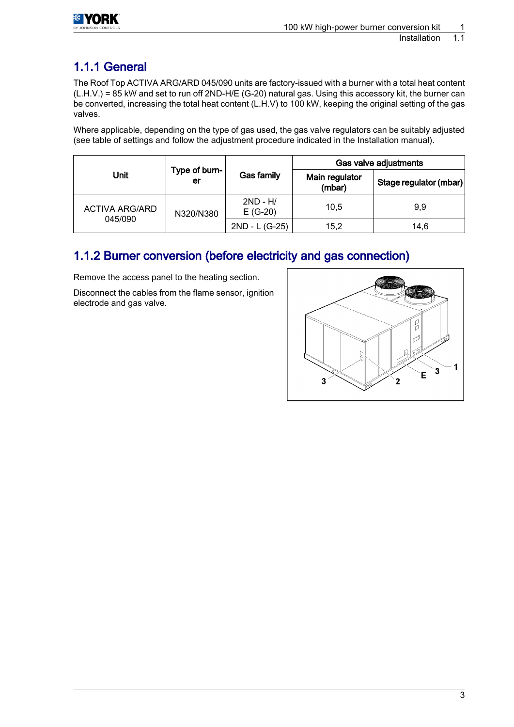### 1.1.1 General

The Roof Top ACTIVA ARG/ARD 045/090 units are factory-issued with a burner with a total heat content (L.H.V.) = 85 kW and set to run off 2ND-H/E (G-20) natural gas. Using this accessory kit, the burner can be converted, increasing the total heat content (L.H.V) to 100 kW, keeping the original setting of the gas valves.

Where applicable, depending on the type of gas used, the gas valve regulators can be suitably adjusted (see table of settings and follow the adjustment procedure indicated in the Installation manual).

| Unit | Type of burner | Gas family | Gas valve adjustments | |
|---|---|---|---|---|
| | | | Main regulator (mbar) | Stage regulator (mbar) |
| ACTIVA ARG/ARD 045/090 | N320/N380 | 2ND - H/E (G-20) | 10,5 | 9,9 |
| | | 2ND - L (G-25) | 15,2 | 14,6 |

### 1.1.2 Burner conversion (before electricity and gas connection)

Remove the access panel to the heating section.

Disconnect the cables from the flame sensor, ignition electrode and gas valve.

1
E
3
3
2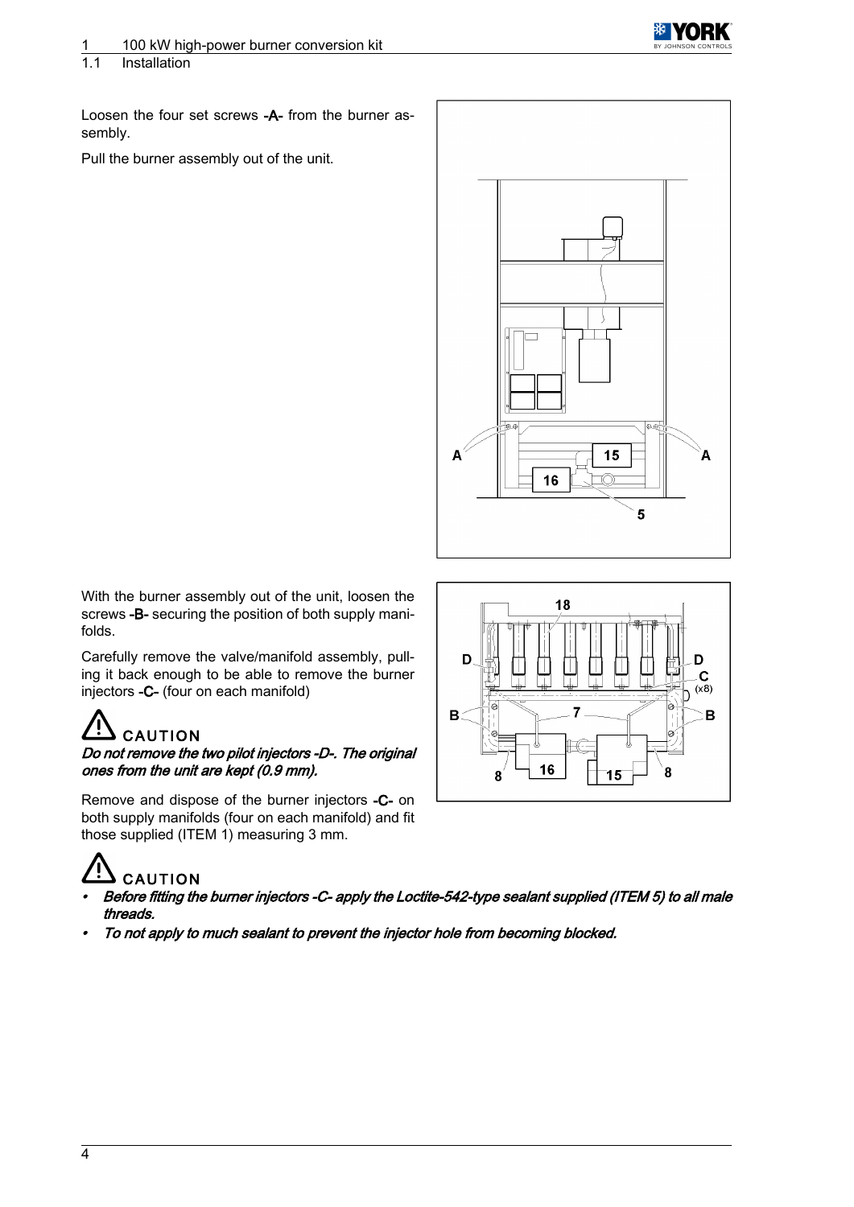Loosen the four set screws -A- from the burner assembly.

Pull the burner assembly out of the unit.

With the burner assembly out of the unit, loosen the screws -B- securing the position of both supply manifolds.

Carefully remove the valve/manifold assembly, pulling it back enough to be able to remove the burner injectors -C- (four on each manifold)

**CAUTION**

*Do not remove the two pilot injectors -D-. The original ones from the unit are kept (0.9 mm).*

Remove and dispose of the burner injectors -C- on both supply manifolds (four on each manifold) and fit those supplied (ITEM 1) measuring 3 mm.

**CAUTION**

- *Before fitting the burner injectors -C- apply the Loctite-542-type sealant supplied (ITEM 5) to all male threads.*
- *To not apply to much sealant to prevent the injector hole from becoming blocked.*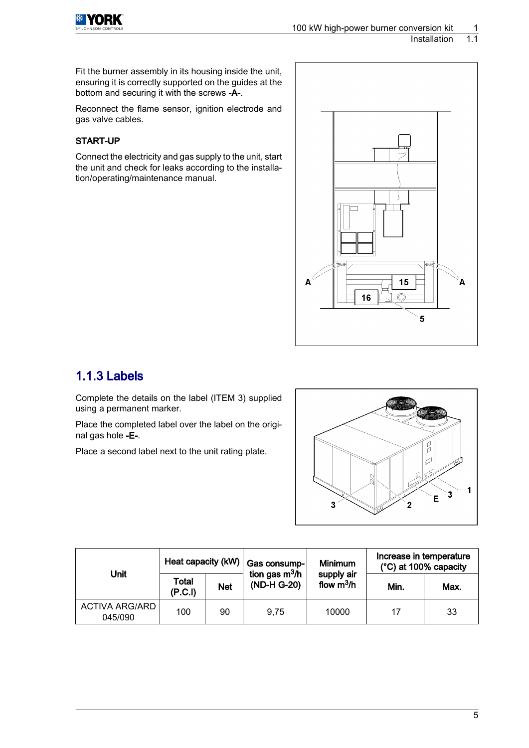Fit the burner assembly in its housing inside the unit, ensuring it is correctly supported on the guides at the bottom and securing it with the screws **-A-**.

Reconnect the flame sensor, ignition electrode and gas valve cables.

**START-UP**

Connect the electricity and gas supply to the unit, start the unit and check for leaks according to the installation/operating/maintenance manual.

A
15
A
16
5

### 1.1.3 Labels

Complete the details on the label (ITEM 3) supplied using a permanent marker.

Place the completed label over the label on the original gas hole **-E-**.

Place a second label next to the unit rating plate.

1
E
3
3
2

| Unit | Heat capacity (kW) | | Gas consumption gas $m^3$/h (ND-H G-20) | Minimum supply air flow $m^3$/h | Increase in temperature (°C) at 100% capacity | |
|---|---|---|---|---|---|---|
| | Total (P.C.I) | Net | | | Min. | Max. |
| ACTIVA ARG/ARD 045/090 | 100 | 90 | 9,75 | 10000 | 17 | 33 |